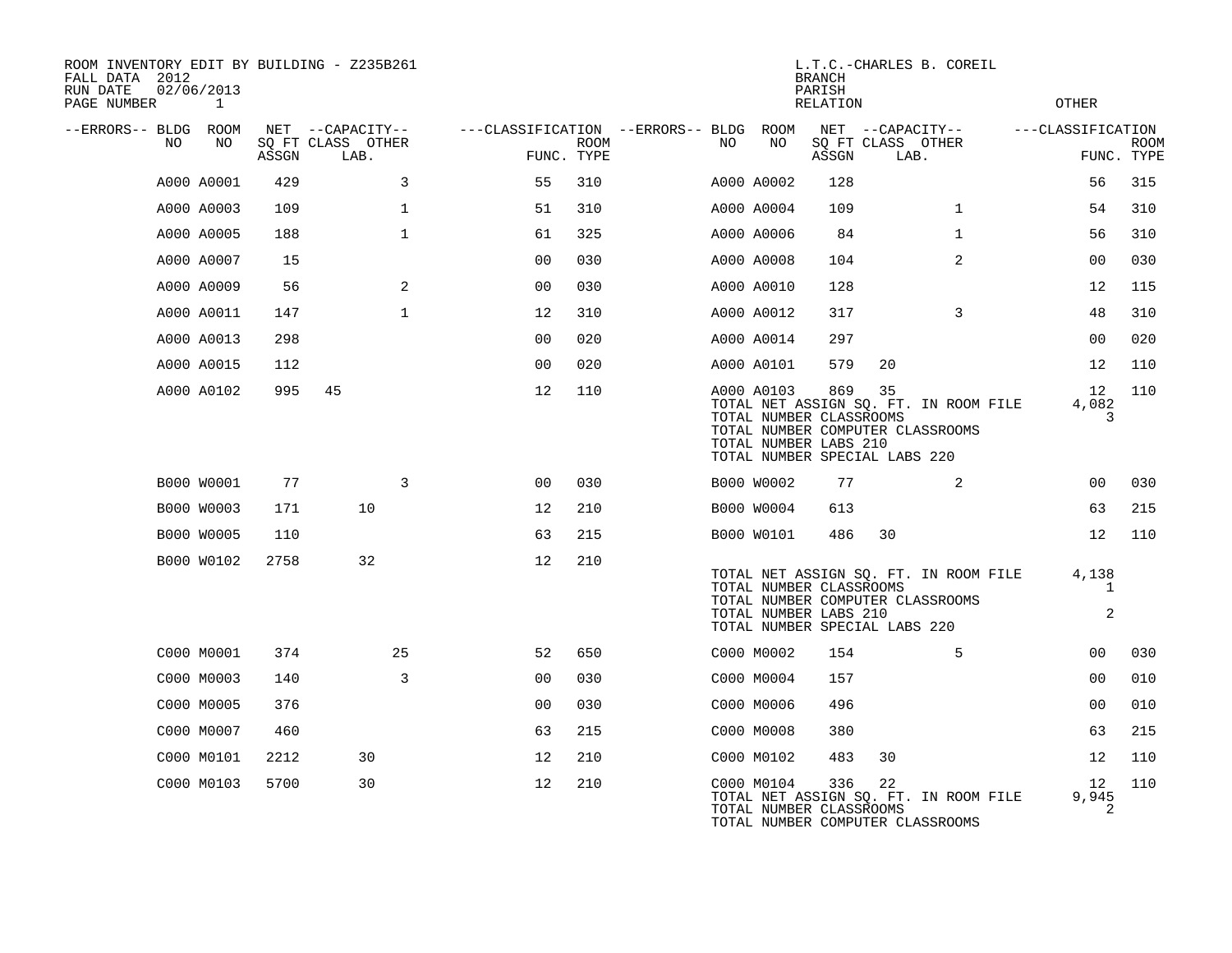ROOM INVENTORY EDIT BY BUILDING - Z235B261
FALL DATA 2012
RUN DATE 02/06/2013

L.T.C.-CHARLES B. COREIL
BRANCH
PARISH
RELATION

OTHER

| --ERRORS-- | BLDG NO | ROOM NO | NET SQ FT ASSGN | CAPACITY CLASS LAB. | CAPACITY OTHER | CLASSIFICATION FUNC. | ROOM TYPE | --ERRORS-- | BLDG NO | ROOM NO | NET SQ FT ASSGN | CAPACITY CLASS LAB. | CAPACITY OTHER | CLASSIFICATION FUNC. | ROOM TYPE |
|---|---|---|---|---|---|---|---|---|---|---|---|---|---|---|---|
| | A000 | A0001 | 429 | | 3 | 55 | 310 | | A000 | A0002 | 128 | | | 56 | 315 |
| | A000 | A0003 | 109 | | 1 | 51 | 310 | | A000 | A0004 | 109 | | 1 | 54 | 310 |
| | A000 | A0005 | 188 | | 1 | 61 | 325 | | A000 | A0006 | 84 | | 1 | 56 | 310 |
| | A000 | A0007 | 15 | | | 00 | 030 | | A000 | A0008 | 104 | | 2 | 00 | 030 |
| | A000 | A0009 | 56 | | 2 | 00 | 030 | | A000 | A0010 | 128 | | | 12 | 115 |
| | A000 | A0011 | 147 | | 1 | 12 | 310 | | A000 | A0012 | 317 | | 3 | 48 | 310 |
| | A000 | A0013 | 298 | | | 00 | 020 | | A000 | A0014 | 297 | | | 00 | 020 |
| | A000 | A0015 | 112 | | | 00 | 020 | | A000 | A0101 | 579 | 20 | | 12 | 110 |
| | A000 | A0102 | 995 | 45 | | 12 | 110 | | A000 | A0103 | 869 | 35 | | 12 | 110 |

TOTAL NET ASSIGN SQ. FT. IN ROOM FILE 4,082
TOTAL NUMBER CLASSROOMS 3
TOTAL NUMBER COMPUTER CLASSROOMS
TOTAL NUMBER LABS 210
TOTAL NUMBER SPECIAL LABS 220

| --ERRORS-- | BLDG NO | ROOM NO | NET SQ FT ASSGN | CAPACITY CLASS LAB. | CAPACITY OTHER | CLASSIFICATION FUNC. | ROOM TYPE | --ERRORS-- | BLDG NO | ROOM NO | NET SQ FT ASSGN | CAPACITY CLASS LAB. | CAPACITY OTHER | CLASSIFICATION FUNC. | ROOM TYPE |
|---|---|---|---|---|---|---|---|---|---|---|---|---|---|---|---|
| | B000 | W0001 | 77 | | 3 | 00 | 030 | | B000 | W0002 | 77 | | 2 | 00 | 030 |
| | B000 | W0003 | 171 | 10 | | 12 | 210 | | B000 | W0004 | 613 | | | 63 | 215 |
| | B000 | W0005 | 110 | | | 63 | 215 | | B000 | W0101 | 486 | 30 | | 12 | 110 |
| | B000 | W0102 | 2758 | 32 | | 12 | 210 | | | | | | | | |

TOTAL NET ASSIGN SQ. FT. IN ROOM FILE 4,138
TOTAL NUMBER CLASSROOMS 1
TOTAL NUMBER COMPUTER CLASSROOMS
TOTAL NUMBER LABS 210 2
TOTAL NUMBER SPECIAL LABS 220

| --ERRORS-- | BLDG NO | ROOM NO | NET SQ FT ASSGN | CAPACITY CLASS LAB. | CAPACITY OTHER | CLASSIFICATION FUNC. | ROOM TYPE | --ERRORS-- | BLDG NO | ROOM NO | NET SQ FT ASSGN | CAPACITY CLASS LAB. | CAPACITY OTHER | CLASSIFICATION FUNC. | ROOM TYPE |
|---|---|---|---|---|---|---|---|---|---|---|---|---|---|---|---|
| | C000 | M0001 | 374 | | 25 | 52 | 650 | | C000 | M0002 | 154 | | 5 | 00 | 030 |
| | C000 | M0003 | 140 | | 3 | 00 | 030 | | C000 | M0004 | 157 | | | 00 | 010 |
| | C000 | M0005 | 376 | | | 00 | 030 | | C000 | M0006 | 496 | | | 00 | 010 |
| | C000 | M0007 | 460 | | | 63 | 215 | | C000 | M0008 | 380 | | | 63 | 215 |
| | C000 | M0101 | 2212 | 30 | | 12 | 210 | | C000 | M0102 | 483 | 30 | | 12 | 110 |
| | C000 | M0103 | 5700 | 30 | | 12 | 210 | | C000 | M0104 | 336 | 22 | | 12 | 110 |

TOTAL NET ASSIGN SQ. FT. IN ROOM FILE 9,945
TOTAL NUMBER CLASSROOMS 2
TOTAL NUMBER COMPUTER CLASSROOMS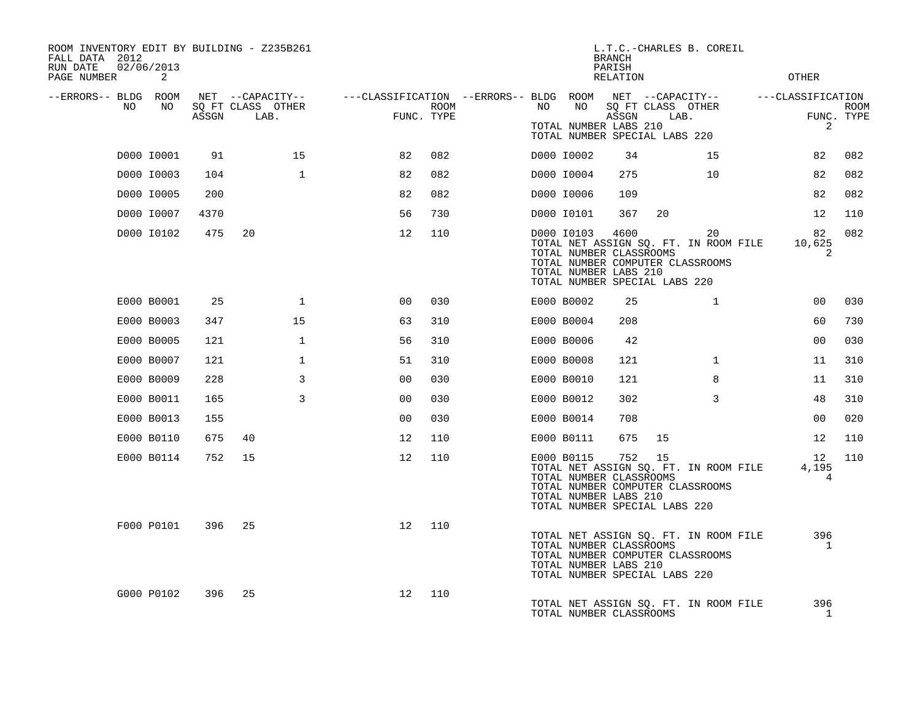ROOM INVENTORY EDIT BY BUILDING - Z235B261
FALL DATA 2012
RUN DATE 02/06/2013
PAGE NUMBER 2

L.T.C.-CHARLES B. COREIL
BRANCH
PARISH
RELATION
OTHER

TOTAL NUMBER LABS 210
TOTAL NUMBER SPECIAL LABS 220 — 2

| --ERRORS-- | BLDG NO | ROOM NO | NET SQ FT ASSGN | CAPACITY CLASS | CAPACITY LAB. | CAPACITY OTHER | CLASSIFICATION FUNC. | ROOM TYPE |
|---|---|---|---|---|---|---|---|---|
| | D000 | I0001 | 91 | | | 15 | 82 | 082 |
| | D000 | I0002 | 34 | | | 15 | 82 | 082 |
| | D000 | I0003 | 104 | | | 1 | 82 | 082 |
| | D000 | I0004 | 275 | | | 10 | 82 | 082 |
| | D000 | I0005 | 200 | | | | 82 | 082 |
| | D000 | I0006 | 109 | | | | 82 | 082 |
| | D000 | I0007 | 4370 | | | | 56 | 730 |
| | D000 | I0101 | 367 | 20 | | | 12 | 110 |
| | D000 | I0102 | 475 | 20 | | | 12 | 110 |
| | D000 | I0103 | 4600 | | | 20 | 82 | 082 |

TOTAL NET ASSIGN SQ. FT. IN ROOM FILE 10,625
TOTAL NUMBER CLASSROOMS 2
TOTAL NUMBER COMPUTER CLASSROOMS
TOTAL NUMBER LABS 210
TOTAL NUMBER SPECIAL LABS 220

| --ERRORS-- | BLDG NO | ROOM NO | NET SQ FT ASSGN | CAPACITY CLASS | CAPACITY LAB. | CAPACITY OTHER | CLASSIFICATION FUNC. | ROOM TYPE |
|---|---|---|---|---|---|---|---|---|
| | E000 | B0001 | 25 | | | 1 | 00 | 030 |
| | E000 | B0002 | 25 | | | 1 | 00 | 030 |
| | E000 | B0003 | 347 | | | 15 | 63 | 310 |
| | E000 | B0004 | 208 | | | | 60 | 730 |
| | E000 | B0005 | 121 | | | 1 | 56 | 310 |
| | E000 | B0006 | 42 | | | | 00 | 030 |
| | E000 | B0007 | 121 | | | 1 | 51 | 310 |
| | E000 | B0008 | 121 | | | 1 | 11 | 310 |
| | E000 | B0009 | 228 | | | 3 | 00 | 030 |
| | E000 | B0010 | 121 | | | 8 | 11 | 310 |
| | E000 | B0011 | 165 | | | 3 | 00 | 030 |
| | E000 | B0012 | 302 | | | 3 | 48 | 310 |
| | E000 | B0013 | 155 | | | | 00 | 030 |
| | E000 | B0014 | 708 | | | | 00 | 020 |
| | E000 | B0110 | 675 | 40 | | | 12 | 110 |
| | E000 | B0111 | 675 | 15 | | | 12 | 110 |
| | E000 | B0114 | 752 | 15 | | | 12 | 110 |
| | E000 | B0115 | 752 | 15 | | | 12 | 110 |

TOTAL NET ASSIGN SQ. FT. IN ROOM FILE 4,195
TOTAL NUMBER CLASSROOMS 4
TOTAL NUMBER COMPUTER CLASSROOMS
TOTAL NUMBER LABS 210
TOTAL NUMBER SPECIAL LABS 220

| --ERRORS-- | BLDG NO | ROOM NO | NET SQ FT ASSGN | CAPACITY CLASS | CAPACITY LAB. | CAPACITY OTHER | CLASSIFICATION FUNC. | ROOM TYPE |
|---|---|---|---|---|---|---|---|---|
| | F000 | P0101 | 396 | 25 | | | 12 | 110 |

TOTAL NET ASSIGN SQ. FT. IN ROOM FILE 396
TOTAL NUMBER CLASSROOMS 1
TOTAL NUMBER COMPUTER CLASSROOMS
TOTAL NUMBER LABS 210
TOTAL NUMBER SPECIAL LABS 220

| --ERRORS-- | BLDG NO | ROOM NO | NET SQ FT ASSGN | CAPACITY CLASS | CAPACITY LAB. | CAPACITY OTHER | CLASSIFICATION FUNC. | ROOM TYPE |
|---|---|---|---|---|---|---|---|---|
| | G000 | P0102 | 396 | 25 | | | 12 | 110 |

TOTAL NET ASSIGN SQ. FT. IN ROOM FILE 396
TOTAL NUMBER CLASSROOMS 1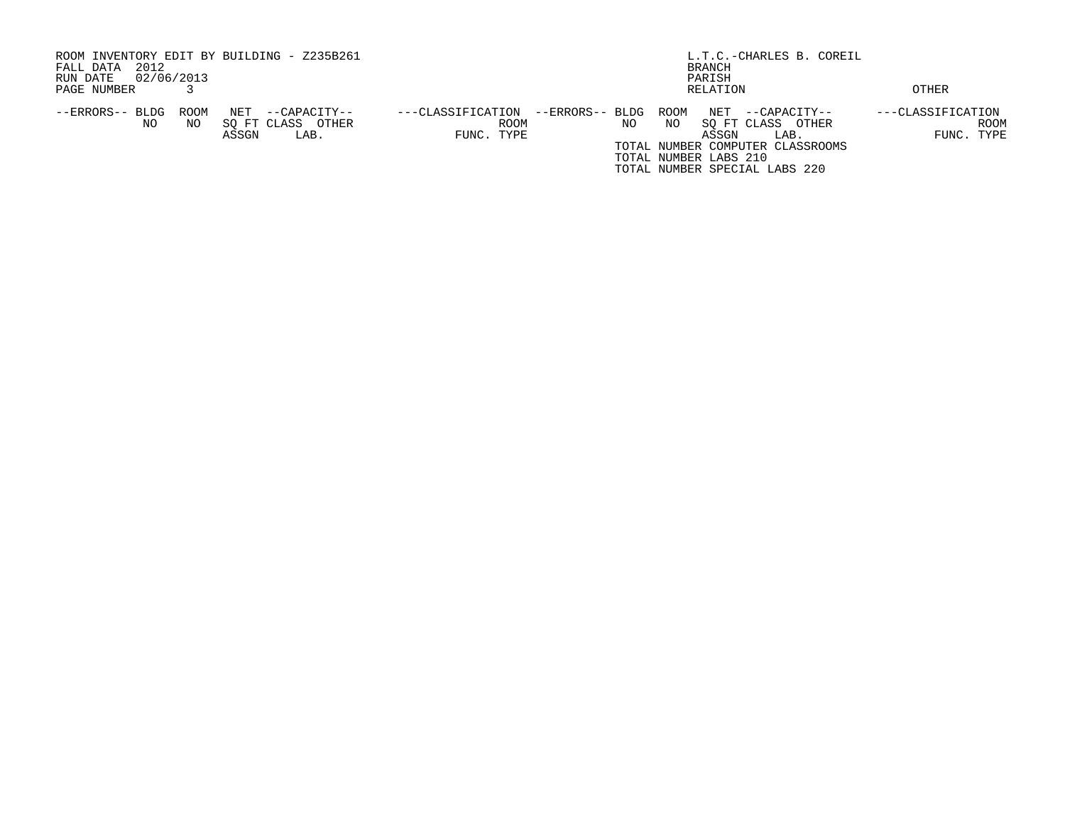ROOM INVENTORY EDIT BY BUILDING - Z235B261
FALL DATA 2012
RUN DATE 02/06/2013
PAGE NUMBER 3

L.T.C.-CHARLES B. COREIL
BRANCH
PARISH
RELATION
OTHER

| --ERRORS-- | BLDG NO | ROOM NO | NET SQ FT ASSGN | --CAPACITY-- CLASS | OTHER LAB. | ---CLASSIFICATION FUNC. | ROOM TYPE | --ERRORS-- | BLDG NO | ROOM NO | NET SQ FT ASSGN | --CAPACITY-- CLASS | OTHER LAB. | ---CLASSIFICATION FUNC. | ROOM TYPE |
|---|---|---|---|---|---|---|---|---|---|---|---|---|---|---|---|

TOTAL NUMBER COMPUTER CLASSROOMS
TOTAL NUMBER LABS 210
TOTAL NUMBER SPECIAL LABS 220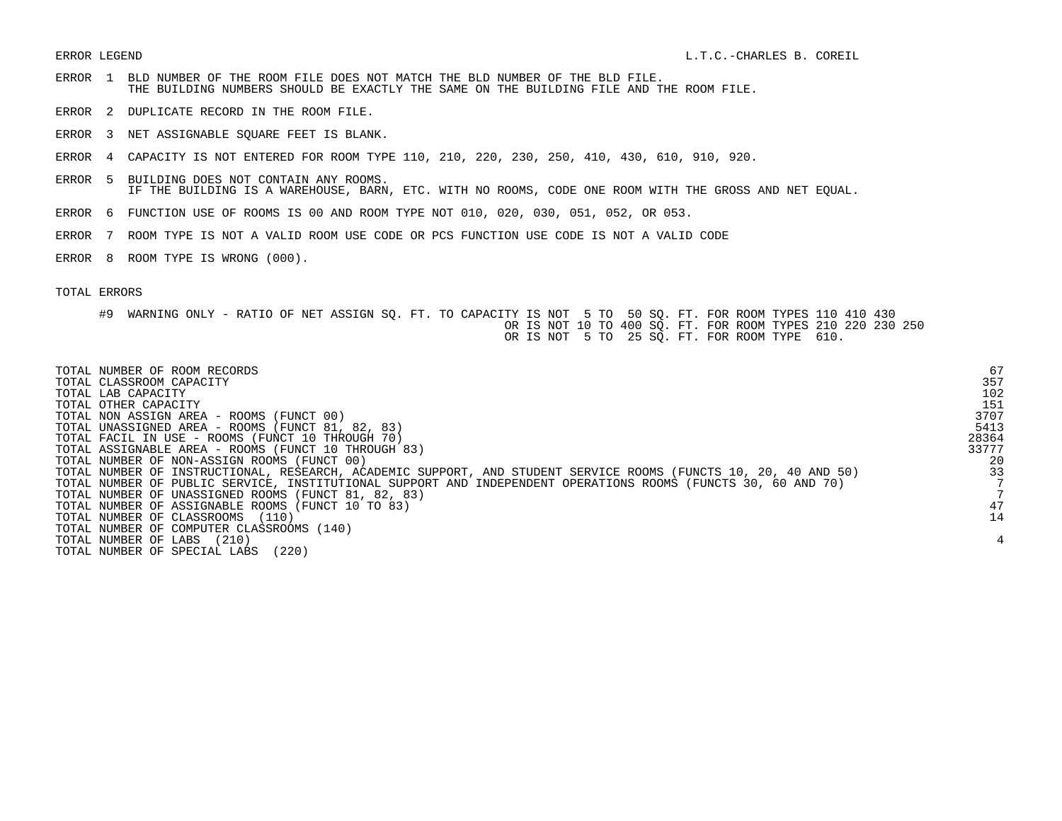ERROR LEGEND

L.T.C.-CHARLES B. COREIL

ERROR 1 BLD NUMBER OF THE ROOM FILE DOES NOT MATCH THE BLD NUMBER OF THE BLD FILE.
THE BUILDING NUMBERS SHOULD BE EXACTLY THE SAME ON THE BUILDING FILE AND THE ROOM FILE.

ERROR 2 DUPLICATE RECORD IN THE ROOM FILE.

ERROR 3 NET ASSIGNABLE SQUARE FEET IS BLANK.

ERROR 4 CAPACITY IS NOT ENTERED FOR ROOM TYPE 110, 210, 220, 230, 250, 410, 430, 610, 910, 920.

ERROR 5 BUILDING DOES NOT CONTAIN ANY ROOMS.
IF THE BUILDING IS A WAREHOUSE, BARN, ETC. WITH NO ROOMS, CODE ONE ROOM WITH THE GROSS AND NET EQUAL.

ERROR 6 FUNCTION USE OF ROOMS IS 00 AND ROOM TYPE NOT 010, 020, 030, 051, 052, OR 053.

ERROR 7 ROOM TYPE IS NOT A VALID ROOM USE CODE OR PCS FUNCTION USE CODE IS NOT A VALID CODE

ERROR 8 ROOM TYPE IS WRONG (000).

TOTAL ERRORS

#9 WARNING ONLY - RATIO OF NET ASSIGN SQ. FT. TO CAPACITY IS NOT 5 TO 50 SQ. FT. FOR ROOM TYPES 110 410 430
OR IS NOT 10 TO 400 SQ. FT. FOR ROOM TYPES 210 220 230 250
OR IS NOT 5 TO 25 SQ. FT. FOR ROOM TYPE 610.

| | |
|---|---|
| TOTAL NUMBER OF ROOM RECORDS | 67 |
| TOTAL CLASSROOM CAPACITY | 357 |
| TOTAL LAB CAPACITY | 102 |
| TOTAL OTHER CAPACITY | 151 |
| TOTAL NON ASSIGN AREA - ROOMS (FUNCT 00) | 3707 |
| TOTAL UNASSIGNED AREA - ROOMS (FUNCT 81, 82, 83) | 5413 |
| TOTAL FACIL IN USE - ROOMS (FUNCT 10 THROUGH 70) | 28364 |
| TOTAL ASSIGNABLE AREA - ROOMS (FUNCT 10 THROUGH 83) | 33777 |
| TOTAL NUMBER OF NON-ASSIGN ROOMS (FUNCT 00) | 20 |
| TOTAL NUMBER OF INSTRUCTIONAL, RESEARCH, ACADEMIC SUPPORT, AND STUDENT SERVICE ROOMS (FUNCTS 10, 20, 40 AND 50) | 33 |
| TOTAL NUMBER OF PUBLIC SERVICE, INSTITUTIONAL SUPPORT AND INDEPENDENT OPERATIONS ROOMS (FUNCTS 30, 60 AND 70) | 7 |
| TOTAL NUMBER OF UNASSIGNED ROOMS (FUNCT 81, 82, 83) | 7 |
| TOTAL NUMBER OF ASSIGNABLE ROOMS (FUNCT 10 TO 83) | 47 |
| TOTAL NUMBER OF CLASSROOMS (110) | 14 |
| TOTAL NUMBER OF COMPUTER CLASSROOMS (140) | |
| TOTAL NUMBER OF LABS (210) | 4 |
| TOTAL NUMBER OF SPECIAL LABS (220) | |